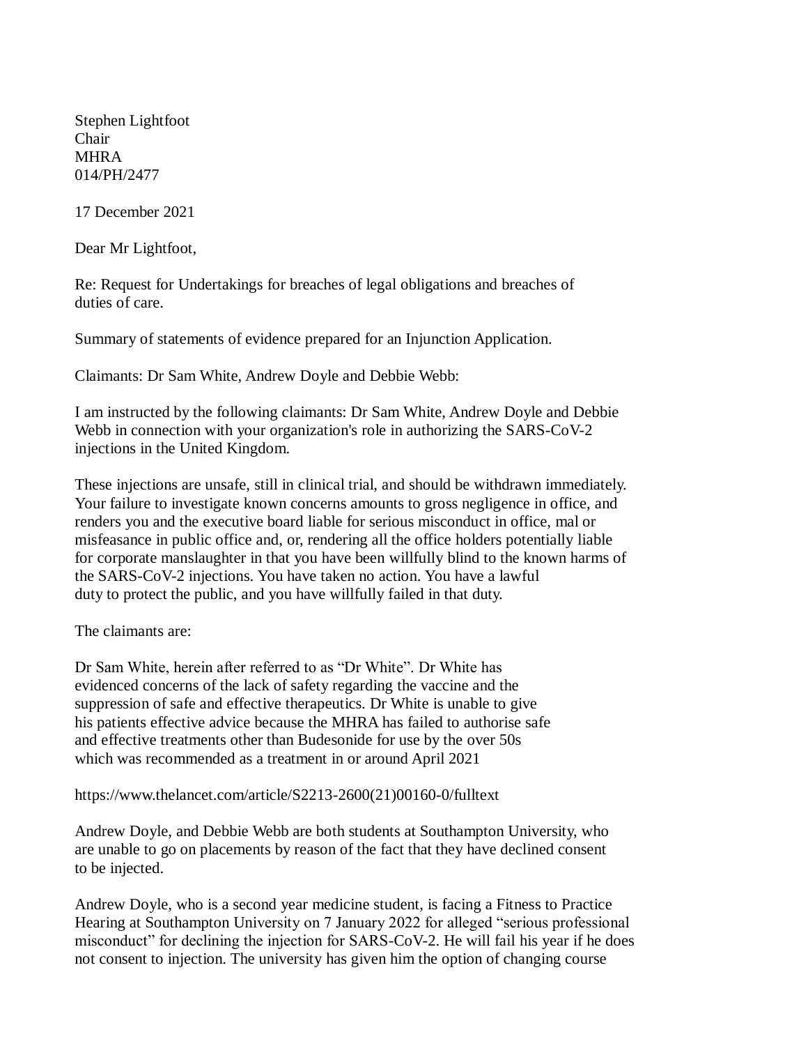Stephen Lightfoot
Chair
MHRA
014/PH/2477

17 December 2021

Dear Mr Lightfoot,

Re: Request for Undertakings for breaches of legal obligations and breaches of duties of care.

Summary of statements of evidence prepared for an Injunction Application.

Claimants: Dr Sam White, Andrew Doyle and Debbie Webb:

I am instructed by the following claimants: Dr Sam White, Andrew Doyle and Debbie Webb in connection with your organization's role in authorizing the SARS-CoV-2 injections in the United Kingdom.

These injections are unsafe, still in clinical trial, and should be withdrawn immediately. Your failure to investigate known concerns amounts to gross negligence in office, and renders you and the executive board liable for serious misconduct in office, mal or misfeasance in public office and, or, rendering all the office holders potentially liable for corporate manslaughter in that you have been willfully blind to the known harms of the SARS-CoV-2 injections. You have taken no action. You have a lawful duty to protect the public, and you have willfully failed in that duty.

The claimants are:

Dr Sam White, herein after referred to as "Dr White". Dr White has evidenced concerns of the lack of safety regarding the vaccine and the suppression of safe and effective therapeutics. Dr White is unable to give his patients effective advice because the MHRA has failed to authorise safe and effective treatments other than Budesonide for use by the over 50s which was recommended as a treatment in or around April 2021

https://www.thelancet.com/article/S2213-2600(21)00160-0/fulltext

Andrew Doyle, and Debbie Webb are both students at Southampton University, who are unable to go on placements by reason of the fact that they have declined consent to be injected.

Andrew Doyle, who is a second year medicine student, is facing a Fitness to Practice Hearing at Southampton University on 7 January 2022 for alleged "serious professional misconduct" for declining the injection for SARS-CoV-2. He will fail his year if he does not consent to injection. The university has given him the option of changing course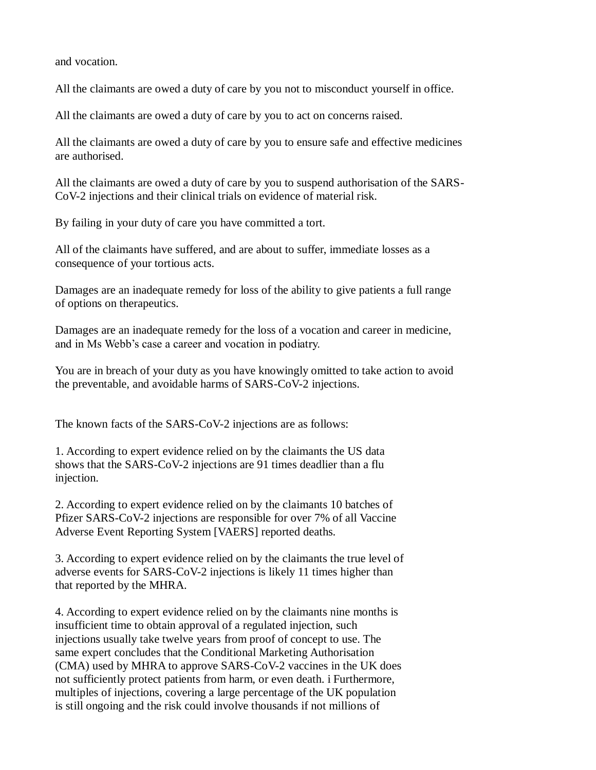and vocation.

All the claimants are owed a duty of care by you not to misconduct yourself in office.

All the claimants are owed a duty of care by you to act on concerns raised.

All the claimants are owed a duty of care by you to ensure safe and effective medicines are authorised.

All the claimants are owed a duty of care by you to suspend authorisation of the SARS-CoV-2 injections and their clinical trials on evidence of material risk.

By failing in your duty of care you have committed a tort.

All of the claimants have suffered, and are about to suffer, immediate losses as a consequence of your tortious acts.

Damages are an inadequate remedy for loss of the ability to give patients a full range of options on therapeutics.

Damages are an inadequate remedy for the loss of a vocation and career in medicine, and in Ms Webb's case a career and vocation in podiatry.

You are in breach of your duty as you have knowingly omitted to take action to avoid the preventable, and avoidable harms of SARS-CoV-2 injections.

The known facts of the SARS-CoV-2 injections are as follows:

1. According to expert evidence relied on by the claimants the US data shows that the SARS-CoV-2 injections are 91 times deadlier than a flu injection.

2. According to expert evidence relied on by the claimants 10 batches of Pfizer SARS-CoV-2 injections are responsible for over 7% of all Vaccine Adverse Event Reporting System [VAERS] reported deaths.

3. According to expert evidence relied on by the claimants the true level of adverse events for SARS-CoV-2 injections is likely 11 times higher than that reported by the MHRA.

4. According to expert evidence relied on by the claimants nine months is insufficient time to obtain approval of a regulated injection, such injections usually take twelve years from proof of concept to use. The same expert concludes that the Conditional Marketing Authorisation (CMA) used by MHRA to approve SARS-CoV-2 vaccines in the UK does not sufficiently protect patients from harm, or even death. i Furthermore, multiples of injections, covering a large percentage of the UK population is still ongoing and the risk could involve thousands if not millions of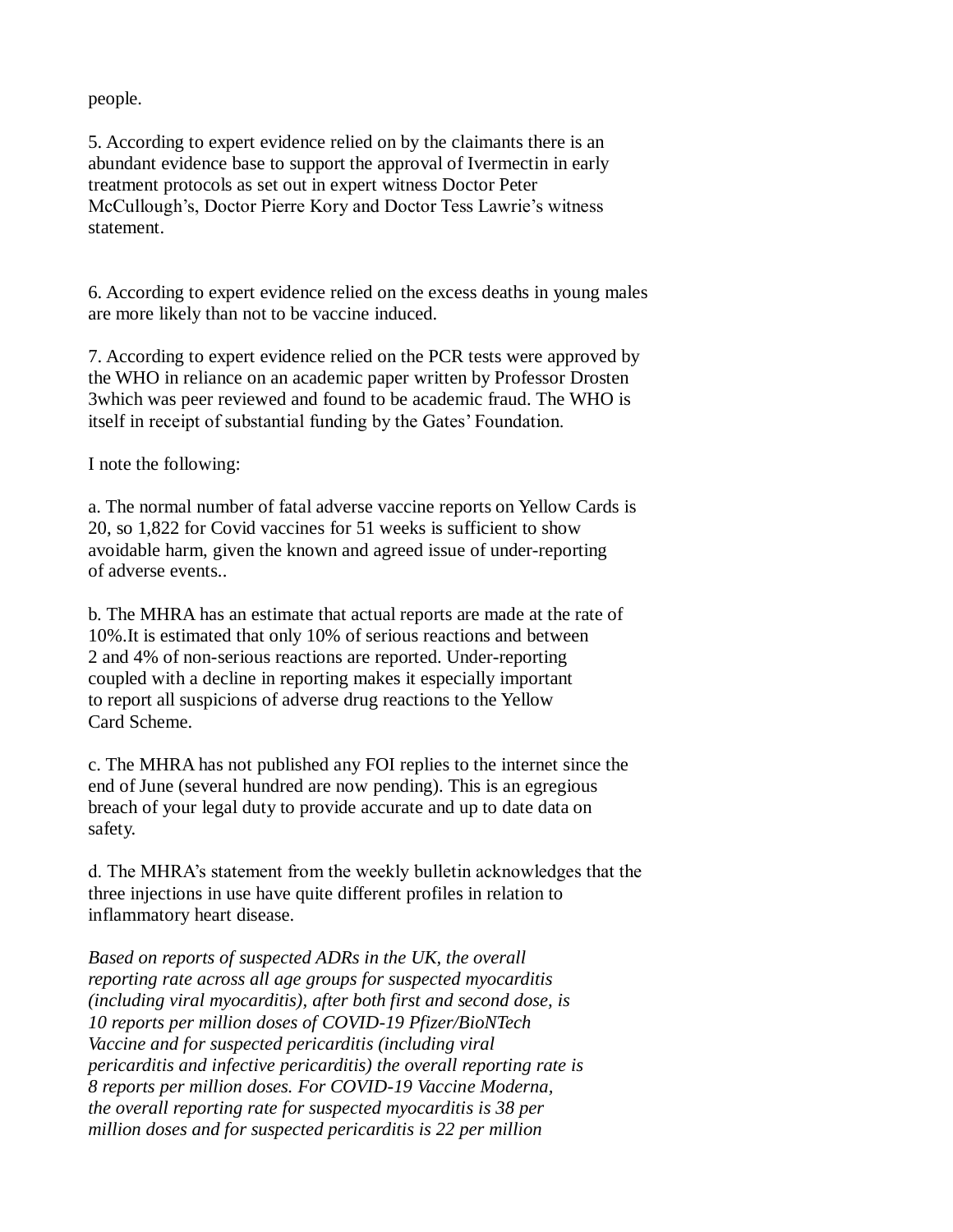people.

5. According to expert evidence relied on by the claimants there is an abundant evidence base to support the approval of Ivermectin in early treatment protocols as set out in expert witness Doctor Peter McCullough's, Doctor Pierre Kory and Doctor Tess Lawrie's witness statement.

6. According to expert evidence relied on the excess deaths in young males are more likely than not to be vaccine induced.

7. According to expert evidence relied on the PCR tests were approved by the WHO in reliance on an academic paper written by Professor Drosten 3which was peer reviewed and found to be academic fraud. The WHO is itself in receipt of substantial funding by the Gates' Foundation.

I note the following:

a. The normal number of fatal adverse vaccine reports on Yellow Cards is 20, so 1,822 for Covid vaccines for 51 weeks is sufficient to show avoidable harm, given the known and agreed issue of under-reporting of adverse events..

b. The MHRA has an estimate that actual reports are made at the rate of 10%.It is estimated that only 10% of serious reactions and between 2 and 4% of non-serious reactions are reported. Under-reporting coupled with a decline in reporting makes it especially important to report all suspicions of adverse drug reactions to the Yellow Card Scheme.

c. The MHRA has not published any FOI replies to the internet since the end of June (several hundred are now pending). This is an egregious breach of your legal duty to provide accurate and up to date data on safety.

d. The MHRA's statement from the weekly bulletin acknowledges that the three injections in use have quite different profiles in relation to inflammatory heart disease.

*Based on reports of suspected ADRs in the UK, the overall reporting rate across all age groups for suspected myocarditis (including viral myocarditis), after both first and second dose, is 10 reports per million doses of COVID-19 Pfizer/BioNTech Vaccine and for suspected pericarditis (including viral pericarditis and infective pericarditis) the overall reporting rate is 8 reports per million doses. For COVID-19 Vaccine Moderna, the overall reporting rate for suspected myocarditis is 38 per million doses and for suspected pericarditis is 22 per million*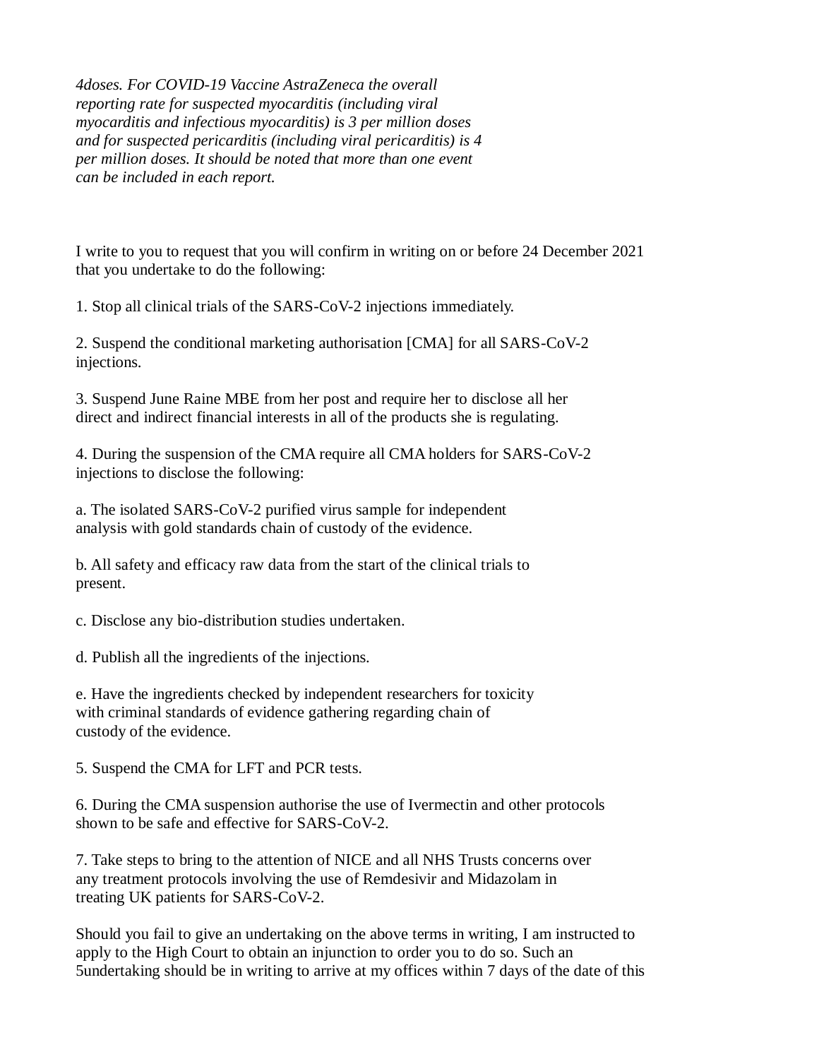*4doses. For COVID-19 Vaccine AstraZeneca the overall reporting rate for suspected myocarditis (including viral myocarditis and infectious myocarditis) is 3 per million doses and for suspected pericarditis (including viral pericarditis) is 4 per million doses. It should be noted that more than one event can be included in each report.*

I write to you to request that you will confirm in writing on or before 24 December 2021 that you undertake to do the following:

1. Stop all clinical trials of the SARS-CoV-2 injections immediately.

2. Suspend the conditional marketing authorisation [CMA] for all SARS-CoV-2 injections.

3. Suspend June Raine MBE from her post and require her to disclose all her direct and indirect financial interests in all of the products she is regulating.

4. During the suspension of the CMA require all CMA holders for SARS-CoV-2 injections to disclose the following:

a. The isolated SARS-CoV-2 purified virus sample for independent analysis with gold standards chain of custody of the evidence.

b. All safety and efficacy raw data from the start of the clinical trials to present.

c. Disclose any bio-distribution studies undertaken.

d. Publish all the ingredients of the injections.

e. Have the ingredients checked by independent researchers for toxicity with criminal standards of evidence gathering regarding chain of custody of the evidence.

5. Suspend the CMA for LFT and PCR tests.

6. During the CMA suspension authorise the use of Ivermectin and other protocols shown to be safe and effective for SARS-CoV-2.

7. Take steps to bring to the attention of NICE and all NHS Trusts concerns over any treatment protocols involving the use of Remdesivir and Midazolam in treating UK patients for SARS-CoV-2.

Should you fail to give an undertaking on the above terms in writing, I am instructed to apply to the High Court to obtain an injunction to order you to do so. Such an 5undertaking should be in writing to arrive at my offices within 7 days of the date of this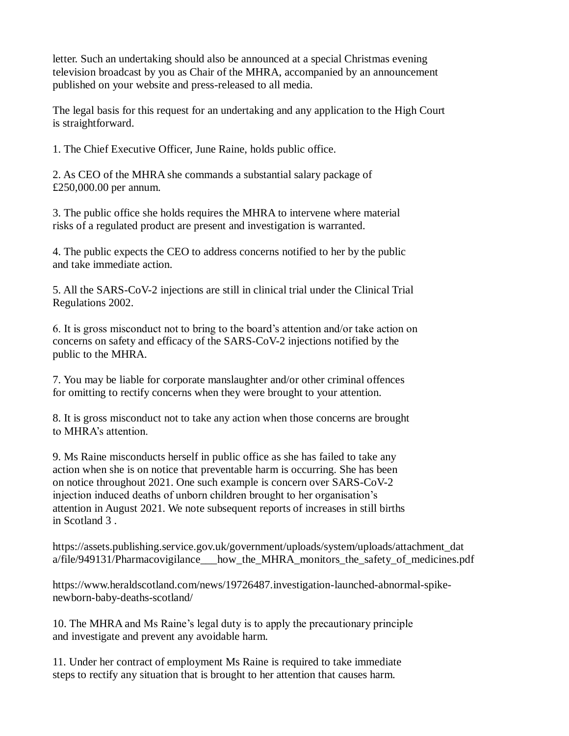letter. Such an undertaking should also be announced at a special Christmas evening television broadcast by you as Chair of the MHRA, accompanied by an announcement published on your website and press-released to all media.

The legal basis for this request for an undertaking and any application to the High Court is straightforward.

1. The Chief Executive Officer, June Raine, holds public office.

2. As CEO of the MHRA she commands a substantial salary package of £250,000.00 per annum.

3. The public office she holds requires the MHRA to intervene where material risks of a regulated product are present and investigation is warranted.

4. The public expects the CEO to address concerns notified to her by the public and take immediate action.

5. All the SARS-CoV-2 injections are still in clinical trial under the Clinical Trial Regulations 2002.

6. It is gross misconduct not to bring to the board's attention and/or take action on concerns on safety and efficacy of the SARS-CoV-2 injections notified by the public to the MHRA.

7. You may be liable for corporate manslaughter and/or other criminal offences for omitting to rectify concerns when they were brought to your attention.

8. It is gross misconduct not to take any action when those concerns are brought to MHRA's attention.

9. Ms Raine misconducts herself in public office as she has failed to take any action when she is on notice that preventable harm is occurring. She has been on notice throughout 2021. One such example is concern over SARS-CoV-2 injection induced deaths of unborn children brought to her organisation's attention in August 2021. We note subsequent reports of increases in still births in Scotland 3 .

https://assets.publishing.service.gov.uk/government/uploads/system/uploads/attachment_data/file/949131/Pharmacovigilance___how_the_MHRA_monitors_the_safety_of_medicines.pdf

https://www.heraldscotland.com/news/19726487.investigation-launched-abnormal-spike-newborn-baby-deaths-scotland/

10. The MHRA and Ms Raine's legal duty is to apply the precautionary principle and investigate and prevent any avoidable harm.

11. Under her contract of employment Ms Raine is required to take immediate steps to rectify any situation that is brought to her attention that causes harm.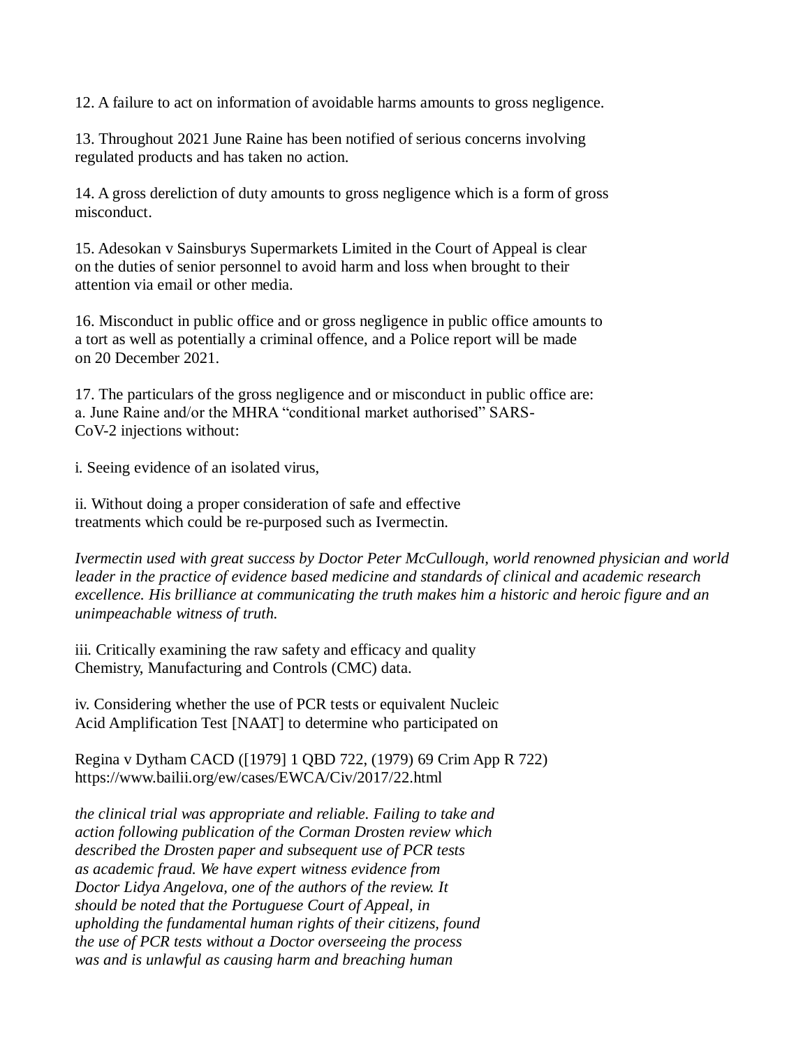12. A failure to act on information of avoidable harms amounts to gross negligence.

13. Throughout 2021 June Raine has been notified of serious concerns involving regulated products and has taken no action.

14. A gross dereliction of duty amounts to gross negligence which is a form of gross misconduct.

15. Adesokan v Sainsburys Supermarkets Limited in the Court of Appeal is clear on the duties of senior personnel to avoid harm and loss when brought to their attention via email or other media.

16. Misconduct in public office and or gross negligence in public office amounts to a tort as well as potentially a criminal offence, and a Police report will be made on 20 December 2021.

17. The particulars of the gross negligence and or misconduct in public office are:
a. June Raine and/or the MHRA "conditional market authorised" SARS-CoV-2 injections without:

i. Seeing evidence of an isolated virus,

ii. Without doing a proper consideration of safe and effective treatments which could be re-purposed such as Ivermectin.

*Ivermectin used with great success by Doctor Peter McCullough, world renowned physician and world leader in the practice of evidence based medicine and standards of clinical and academic research excellence. His brilliance at communicating the truth makes him a historic and heroic figure and an unimpeachable witness of truth.*

iii. Critically examining the raw safety and efficacy and quality Chemistry, Manufacturing and Controls (CMC) data.

iv. Considering whether the use of PCR tests or equivalent Nucleic Acid Amplification Test [NAAT] to determine who participated on

Regina v Dytham CACD ([1979] 1 QBD 722, (1979) 69 Crim App R 722)
https://www.bailii.org/ew/cases/EWCA/Civ/2017/22.html

*the clinical trial was appropriate and reliable. Failing to take and action following publication of the Corman Drosten review which described the Drosten paper and subsequent use of PCR tests as academic fraud. We have expert witness evidence from Doctor Lidya Angelova, one of the authors of the review. It should be noted that the Portuguese Court of Appeal, in upholding the fundamental human rights of their citizens, found the use of PCR tests without a Doctor overseeing the process was and is unlawful as causing harm and breaching human*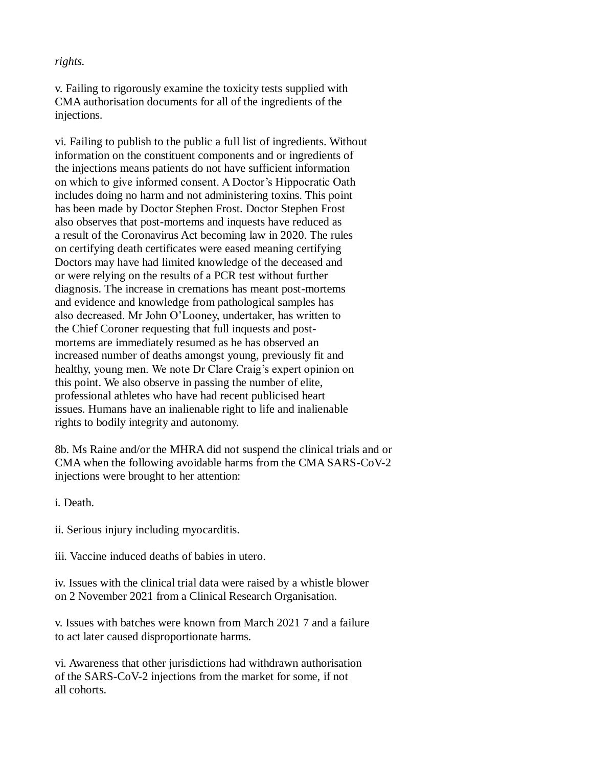*rights.*

v. Failing to rigorously examine the toxicity tests supplied with CMA authorisation documents for all of the ingredients of the injections.

vi. Failing to publish to the public a full list of ingredients. Without information on the constituent components and or ingredients of the injections means patients do not have sufficient information on which to give informed consent. A Doctor's Hippocratic Oath includes doing no harm and not administering toxins. This point has been made by Doctor Stephen Frost. Doctor Stephen Frost also observes that post-mortems and inquests have reduced as a result of the Coronavirus Act becoming law in 2020. The rules on certifying death certificates were eased meaning certifying Doctors may have had limited knowledge of the deceased and or were relying on the results of a PCR test without further diagnosis. The increase in cremations has meant post-mortems and evidence and knowledge from pathological samples has also decreased. Mr John O'Looney, undertaker, has written to the Chief Coroner requesting that full inquests and post-mortems are immediately resumed as he has observed an increased number of deaths amongst young, previously fit and healthy, young men. We note Dr Clare Craig's expert opinion on this point. We also observe in passing the number of elite, professional athletes who have had recent publicised heart issues. Humans have an inalienable right to life and inalienable rights to bodily integrity and autonomy.

8b. Ms Raine and/or the MHRA did not suspend the clinical trials and or CMA when the following avoidable harms from the CMA SARS-CoV-2 injections were brought to her attention:

i. Death.

ii. Serious injury including myocarditis.

iii. Vaccine induced deaths of babies in utero.

iv. Issues with the clinical trial data were raised by a whistle blower on 2 November 2021 from a Clinical Research Organisation.

v. Issues with batches were known from March 2021 7 and a failure to act later caused disproportionate harms.

vi. Awareness that other jurisdictions had withdrawn authorisation of the SARS-CoV-2 injections from the market for some, if not all cohorts.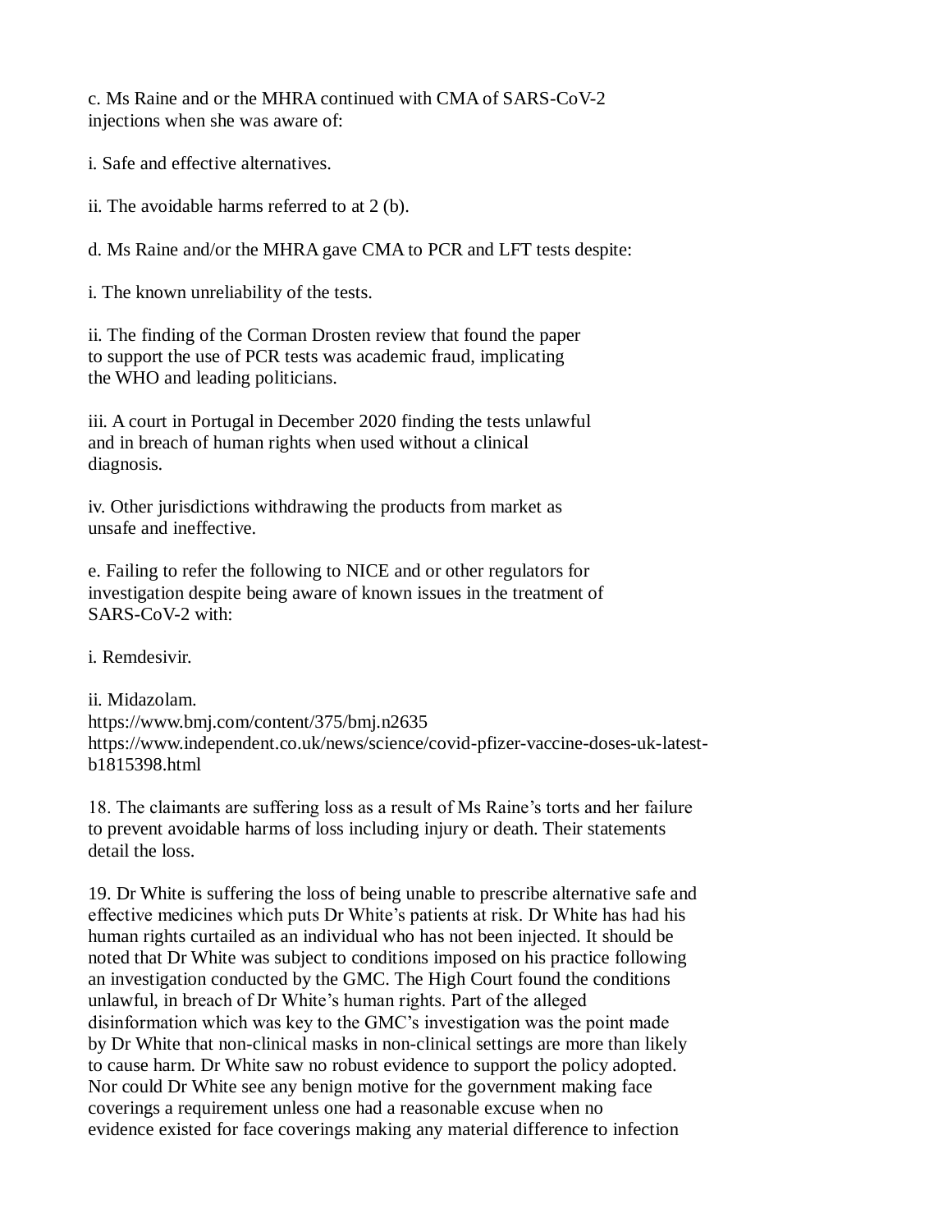c. Ms Raine and or the MHRA continued with CMA of SARS-CoV-2 injections when she was aware of:

i. Safe and effective alternatives.

ii. The avoidable harms referred to at 2 (b).

d. Ms Raine and/or the MHRA gave CMA to PCR and LFT tests despite:

i. The known unreliability of the tests.

ii. The finding of the Corman Drosten review that found the paper to support the use of PCR tests was academic fraud, implicating the WHO and leading politicians.

iii. A court in Portugal in December 2020 finding the tests unlawful and in breach of human rights when used without a clinical diagnosis.

iv. Other jurisdictions withdrawing the products from market as unsafe and ineffective.

e. Failing to refer the following to NICE and or other regulators for investigation despite being aware of known issues in the treatment of SARS-CoV-2 with:

i. Remdesivir.

ii. Midazolam.
https://www.bmj.com/content/375/bmj.n2635
https://www.independent.co.uk/news/science/covid-pfizer-vaccine-doses-uk-latest-b1815398.html

18. The claimants are suffering loss as a result of Ms Raine's torts and her failure to prevent avoidable harms of loss including injury or death. Their statements detail the loss.

19. Dr White is suffering the loss of being unable to prescribe alternative safe and effective medicines which puts Dr White's patients at risk. Dr White has had his human rights curtailed as an individual who has not been injected. It should be noted that Dr White was subject to conditions imposed on his practice following an investigation conducted by the GMC. The High Court found the conditions unlawful, in breach of Dr White's human rights. Part of the alleged disinformation which was key to the GMC's investigation was the point made by Dr White that non-clinical masks in non-clinical settings are more than likely to cause harm. Dr White saw no robust evidence to support the policy adopted. Nor could Dr White see any benign motive for the government making face coverings a requirement unless one had a reasonable excuse when no evidence existed for face coverings making any material difference to infection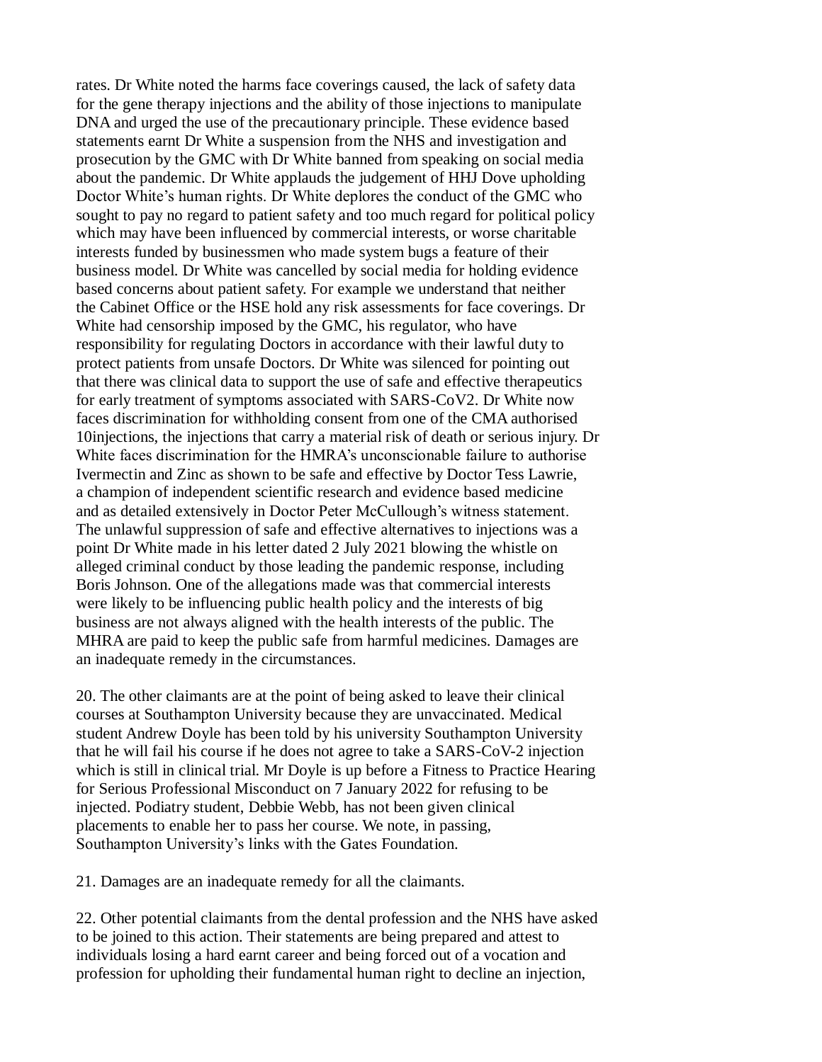rates. Dr White noted the harms face coverings caused, the lack of safety data for the gene therapy injections and the ability of those injections to manipulate DNA and urged the use of the precautionary principle. These evidence based statements earnt Dr White a suspension from the NHS and investigation and prosecution by the GMC with Dr White banned from speaking on social media about the pandemic. Dr White applauds the judgement of HHJ Dove upholding Doctor White's human rights. Dr White deplores the conduct of the GMC who sought to pay no regard to patient safety and too much regard for political policy which may have been influenced by commercial interests, or worse charitable interests funded by businessmen who made system bugs a feature of their business model. Dr White was cancelled by social media for holding evidence based concerns about patient safety. For example we understand that neither the Cabinet Office or the HSE hold any risk assessments for face coverings. Dr White had censorship imposed by the GMC, his regulator, who have responsibility for regulating Doctors in accordance with their lawful duty to protect patients from unsafe Doctors. Dr White was silenced for pointing out that there was clinical data to support the use of safe and effective therapeutics for early treatment of symptoms associated with SARS-CoV2. Dr White now faces discrimination for withholding consent from one of the CMA authorised 10injections, the injections that carry a material risk of death or serious injury. Dr White faces discrimination for the HMRA's unconscionable failure to authorise Ivermectin and Zinc as shown to be safe and effective by Doctor Tess Lawrie, a champion of independent scientific research and evidence based medicine and as detailed extensively in Doctor Peter McCullough's witness statement. The unlawful suppression of safe and effective alternatives to injections was a point Dr White made in his letter dated 2 July 2021 blowing the whistle on alleged criminal conduct by those leading the pandemic response, including Boris Johnson. One of the allegations made was that commercial interests were likely to be influencing public health policy and the interests of big business are not always aligned with the health interests of the public. The MHRA are paid to keep the public safe from harmful medicines. Damages are an inadequate remedy in the circumstances.

20. The other claimants are at the point of being asked to leave their clinical courses at Southampton University because they are unvaccinated. Medical student Andrew Doyle has been told by his university Southampton University that he will fail his course if he does not agree to take a SARS-CoV-2 injection which is still in clinical trial. Mr Doyle is up before a Fitness to Practice Hearing for Serious Professional Misconduct on 7 January 2022 for refusing to be injected. Podiatry student, Debbie Webb, has not been given clinical placements to enable her to pass her course. We note, in passing, Southampton University's links with the Gates Foundation.

21. Damages are an inadequate remedy for all the claimants.

22. Other potential claimants from the dental profession and the NHS have asked to be joined to this action. Their statements are being prepared and attest to individuals losing a hard earnt career and being forced out of a vocation and profession for upholding their fundamental human right to decline an injection,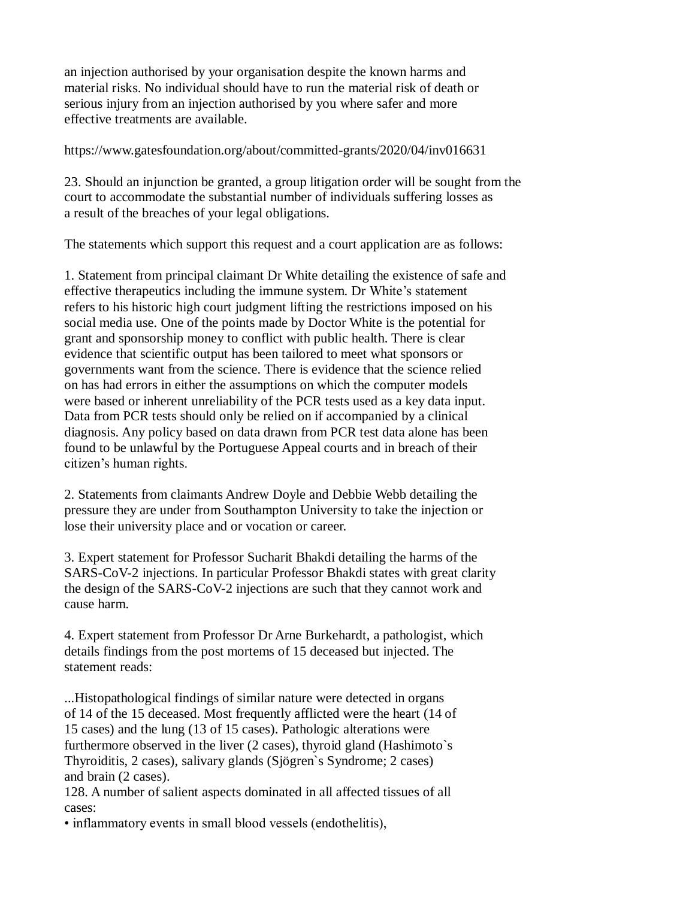an injection authorised by your organisation despite the known harms and material risks. No individual should have to run the material risk of death or serious injury from an injection authorised by you where safer and more effective treatments are available.

https://www.gatesfoundation.org/about/committed-grants/2020/04/inv016631

23. Should an injunction be granted, a group litigation order will be sought from the court to accommodate the substantial number of individuals suffering losses as a result of the breaches of your legal obligations.

The statements which support this request and a court application are as follows:

1. Statement from principal claimant Dr White detailing the existence of safe and effective therapeutics including the immune system. Dr White's statement refers to his historic high court judgment lifting the restrictions imposed on his social media use. One of the points made by Doctor White is the potential for grant and sponsorship money to conflict with public health. There is clear evidence that scientific output has been tailored to meet what sponsors or governments want from the science. There is evidence that the science relied on has had errors in either the assumptions on which the computer models were based or inherent unreliability of the PCR tests used as a key data input. Data from PCR tests should only be relied on if accompanied by a clinical diagnosis. Any policy based on data drawn from PCR test data alone has been found to be unlawful by the Portuguese Appeal courts and in breach of their citizen's human rights.

2. Statements from claimants Andrew Doyle and Debbie Webb detailing the pressure they are under from Southampton University to take the injection or lose their university place and or vocation or career.

3. Expert statement for Professor Sucharit Bhakdi detailing the harms of the SARS-CoV-2 injections. In particular Professor Bhakdi states with great clarity the design of the SARS-CoV-2 injections are such that they cannot work and cause harm.

4. Expert statement from Professor Dr Arne Burkehardt, a pathologist, which details findings from the post mortems of 15 deceased but injected. The statement reads:

...Histopathological findings of similar nature were detected in organs of 14 of the 15 deceased. Most frequently afflicted were the heart (14 of 15 cases) and the lung (13 of 15 cases). Pathologic alterations were furthermore observed in the liver (2 cases), thyroid gland (Hashimoto`s Thyroiditis, 2 cases), salivary glands (Sjögren`s Syndrome; 2 cases) and brain (2 cases).

128. A number of salient aspects dominated in all affected tissues of all cases:

- inflammatory events in small blood vessels (endothelitis),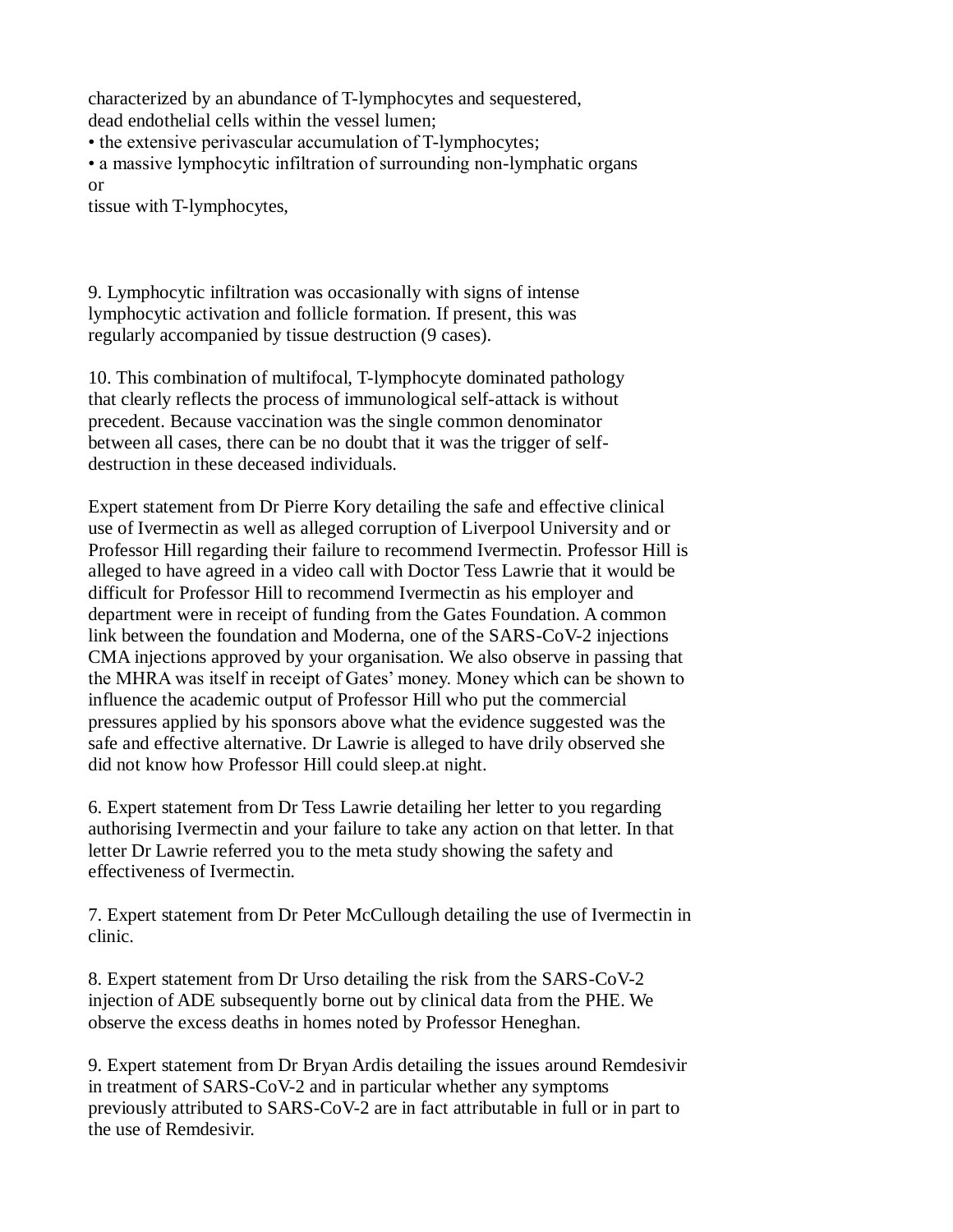characterized by an abundance of T-lymphocytes and sequestered, dead endothelial cells within the vessel lumen;

- the extensive perivascular accumulation of T-lymphocytes;
- a massive lymphocytic infiltration of surrounding non-lymphatic organs or
tissue with T-lymphocytes,

9. Lymphocytic infiltration was occasionally with signs of intense lymphocytic activation and follicle formation. If present, this was regularly accompanied by tissue destruction (9 cases).

10. This combination of multifocal, T-lymphocyte dominated pathology that clearly reflects the process of immunological self-attack is without precedent. Because vaccination was the single common denominator between all cases, there can be no doubt that it was the trigger of self-destruction in these deceased individuals.

Expert statement from Dr Pierre Kory detailing the safe and effective clinical use of Ivermectin as well as alleged corruption of Liverpool University and or Professor Hill regarding their failure to recommend Ivermectin. Professor Hill is alleged to have agreed in a video call with Doctor Tess Lawrie that it would be difficult for Professor Hill to recommend Ivermectin as his employer and department were in receipt of funding from the Gates Foundation. A common link between the foundation and Moderna, one of the SARS-CoV-2 injections CMA injections approved by your organisation. We also observe in passing that the MHRA was itself in receipt of Gates' money. Money which can be shown to influence the academic output of Professor Hill who put the commercial pressures applied by his sponsors above what the evidence suggested was the safe and effective alternative. Dr Lawrie is alleged to have drily observed she did not know how Professor Hill could sleep.at night.

6. Expert statement from Dr Tess Lawrie detailing her letter to you regarding authorising Ivermectin and your failure to take any action on that letter. In that letter Dr Lawrie referred you to the meta study showing the safety and effectiveness of Ivermectin.

7. Expert statement from Dr Peter McCullough detailing the use of Ivermectin in clinic.

8. Expert statement from Dr Urso detailing the risk from the SARS-CoV-2 injection of ADE subsequently borne out by clinical data from the PHE. We observe the excess deaths in homes noted by Professor Heneghan.

9. Expert statement from Dr Bryan Ardis detailing the issues around Remdesivir in treatment of SARS-CoV-2 and in particular whether any symptoms previously attributed to SARS-CoV-2 are in fact attributable in full or in part to the use of Remdesivir.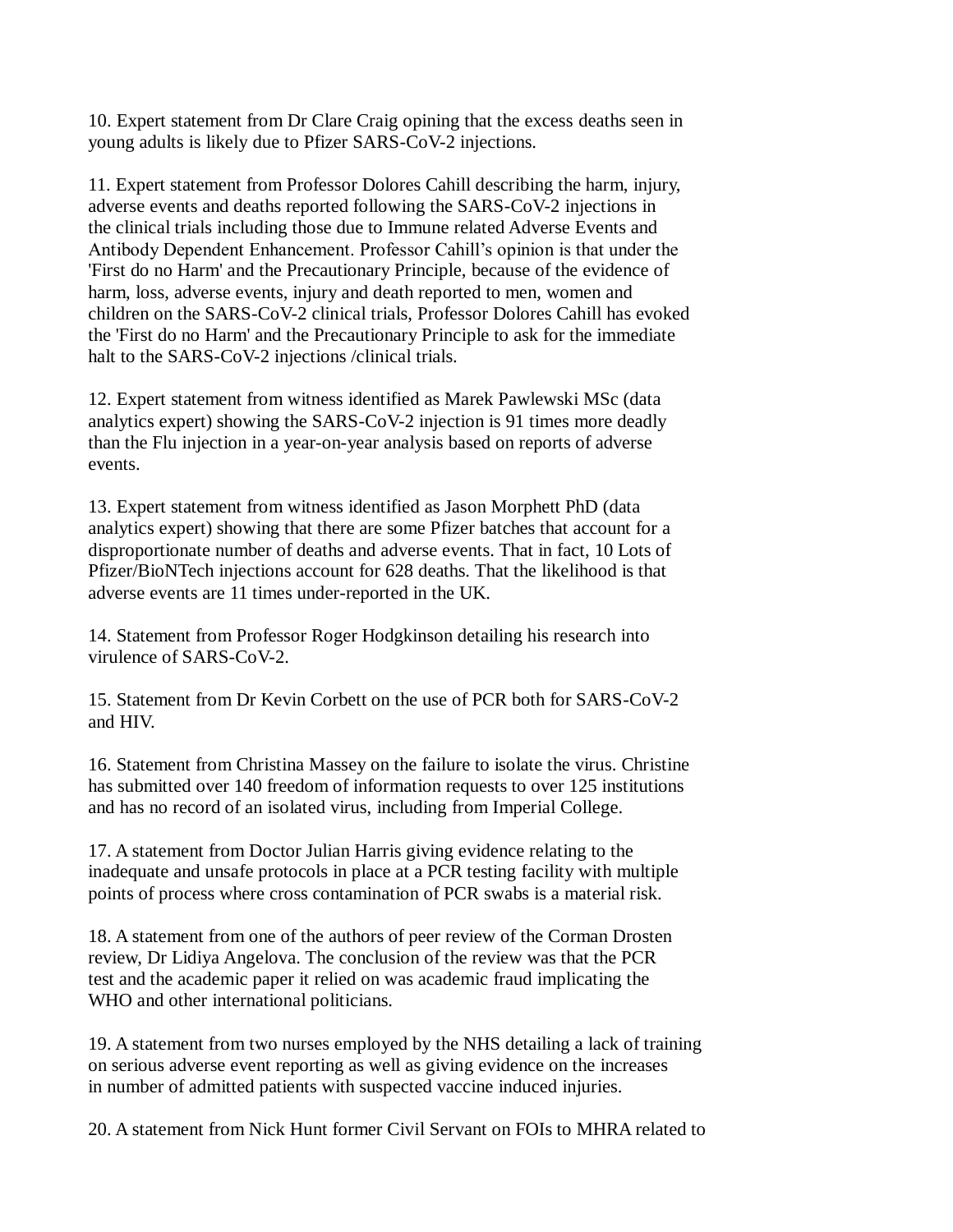10. Expert statement from Dr Clare Craig opining that the excess deaths seen in young adults is likely due to Pfizer SARS-CoV-2 injections.

11. Expert statement from Professor Dolores Cahill describing the harm, injury, adverse events and deaths reported following the SARS-CoV-2 injections in the clinical trials including those due to Immune related Adverse Events and Antibody Dependent Enhancement. Professor Cahill's opinion is that under the 'First do no Harm' and the Precautionary Principle, because of the evidence of harm, loss, adverse events, injury and death reported to men, women and children on the SARS-CoV-2 clinical trials, Professor Dolores Cahill has evoked the 'First do no Harm' and the Precautionary Principle to ask for the immediate halt to the SARS-CoV-2 injections /clinical trials.

12. Expert statement from witness identified as Marek Pawlewski MSc (data analytics expert) showing the SARS-CoV-2 injection is 91 times more deadly than the Flu injection in a year-on-year analysis based on reports of adverse events.

13. Expert statement from witness identified as Jason Morphett PhD (data analytics expert) showing that there are some Pfizer batches that account for a disproportionate number of deaths and adverse events. That in fact, 10 Lots of Pfizer/BioNTech injections account for 628 deaths. That the likelihood is that adverse events are 11 times under-reported in the UK.

14. Statement from Professor Roger Hodgkinson detailing his research into virulence of SARS-CoV-2.

15. Statement from Dr Kevin Corbett on the use of PCR both for SARS-CoV-2 and HIV.

16. Statement from Christina Massey on the failure to isolate the virus. Christine has submitted over 140 freedom of information requests to over 125 institutions and has no record of an isolated virus, including from Imperial College.

17. A statement from Doctor Julian Harris giving evidence relating to the inadequate and unsafe protocols in place at a PCR testing facility with multiple points of process where cross contamination of PCR swabs is a material risk.

18. A statement from one of the authors of peer review of the Corman Drosten review, Dr Lidiya Angelova. The conclusion of the review was that the PCR test and the academic paper it relied on was academic fraud implicating the WHO and other international politicians.

19. A statement from two nurses employed by the NHS detailing a lack of training on serious adverse event reporting as well as giving evidence on the increases in number of admitted patients with suspected vaccine induced injuries.

20. A statement from Nick Hunt former Civil Servant on FOIs to MHRA related to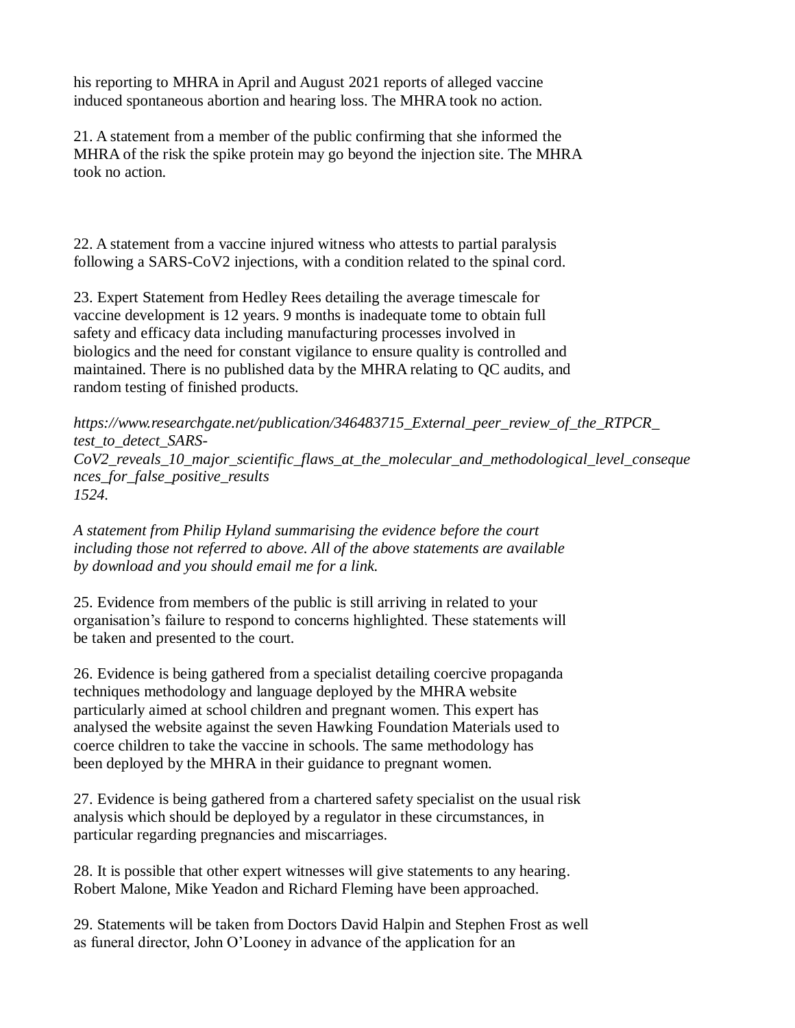his reporting to MHRA in April and August 2021 reports of alleged vaccine induced spontaneous abortion and hearing loss. The MHRA took no action.

21. A statement from a member of the public confirming that she informed the MHRA of the risk the spike protein may go beyond the injection site. The MHRA took no action.

22. A statement from a vaccine injured witness who attests to partial paralysis following a SARS-CoV2 injections, with a condition related to the spinal cord.

23. Expert Statement from Hedley Rees detailing the average timescale for vaccine development is 12 years. 9 months is inadequate tome to obtain full safety and efficacy data including manufacturing processes involved in biologics and the need for constant vigilance to ensure quality is controlled and maintained. There is no published data by the MHRA relating to QC audits, and random testing of finished products.

*https://www.researchgate.net/publication/346483715_External_peer_review_of_the_RTPCR_test_to_detect_SARS-CoV2_reveals_10_major_scientific_flaws_at_the_molecular_and_methodological_level_consequences_for_false_positive_results*
*1524.*

*A statement from Philip Hyland summarising the evidence before the court including those not referred to above. All of the above statements are available by download and you should email me for a link.*

25. Evidence from members of the public is still arriving in related to your organisation's failure to respond to concerns highlighted. These statements will be taken and presented to the court.

26. Evidence is being gathered from a specialist detailing coercive propaganda techniques methodology and language deployed by the MHRA website particularly aimed at school children and pregnant women. This expert has analysed the website against the seven Hawking Foundation Materials used to coerce children to take the vaccine in schools. The same methodology has been deployed by the MHRA in their guidance to pregnant women.

27. Evidence is being gathered from a chartered safety specialist on the usual risk analysis which should be deployed by a regulator in these circumstances, in particular regarding pregnancies and miscarriages.

28. It is possible that other expert witnesses will give statements to any hearing. Robert Malone, Mike Yeadon and Richard Fleming have been approached.

29. Statements will be taken from Doctors David Halpin and Stephen Frost as well as funeral director, John O'Looney in advance of the application for an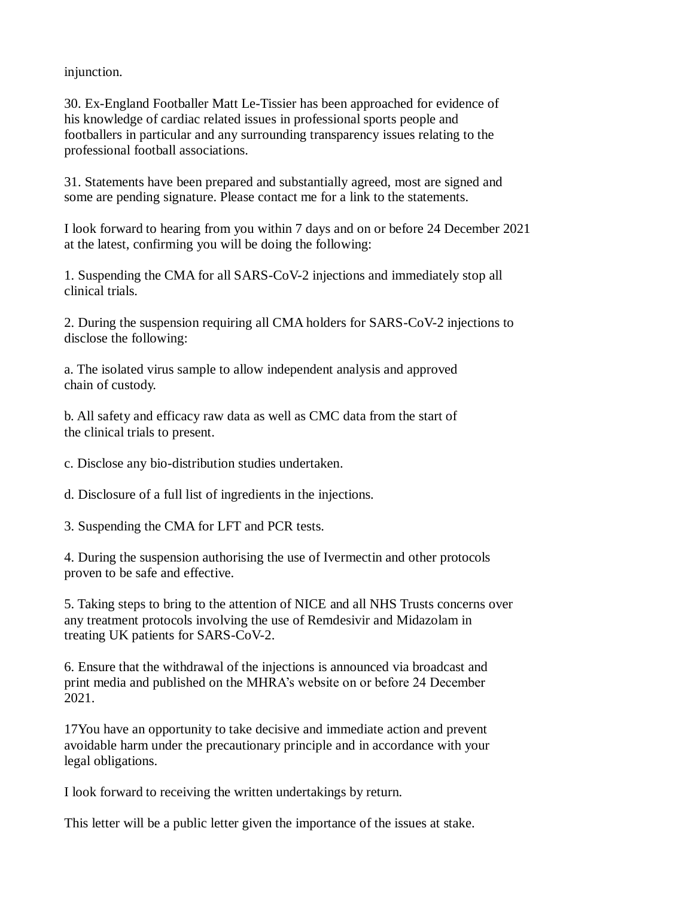injunction.

30. Ex-England Footballer Matt Le-Tissier has been approached for evidence of his knowledge of cardiac related issues in professional sports people and footballers in particular and any surrounding transparency issues relating to the professional football associations.

31. Statements have been prepared and substantially agreed, most are signed and some are pending signature. Please contact me for a link to the statements.

I look forward to hearing from you within 7 days and on or before 24 December 2021 at the latest, confirming you will be doing the following:

1. Suspending the CMA for all SARS-CoV-2 injections and immediately stop all clinical trials.

2. During the suspension requiring all CMA holders for SARS-CoV-2 injections to disclose the following:

a. The isolated virus sample to allow independent analysis and approved chain of custody.

b. All safety and efficacy raw data as well as CMC data from the start of the clinical trials to present.

c. Disclose any bio-distribution studies undertaken.

d. Disclosure of a full list of ingredients in the injections.

3. Suspending the CMA for LFT and PCR tests.

4. During the suspension authorising the use of Ivermectin and other protocols proven to be safe and effective.

5. Taking steps to bring to the attention of NICE and all NHS Trusts concerns over any treatment protocols involving the use of Remdesivir and Midazolam in treating UK patients for SARS-CoV-2.

6. Ensure that the withdrawal of the injections is announced via broadcast and print media and published on the MHRA's website on or before 24 December 2021.

17You have an opportunity to take decisive and immediate action and prevent avoidable harm under the precautionary principle and in accordance with your legal obligations.

I look forward to receiving the written undertakings by return.

This letter will be a public letter given the importance of the issues at stake.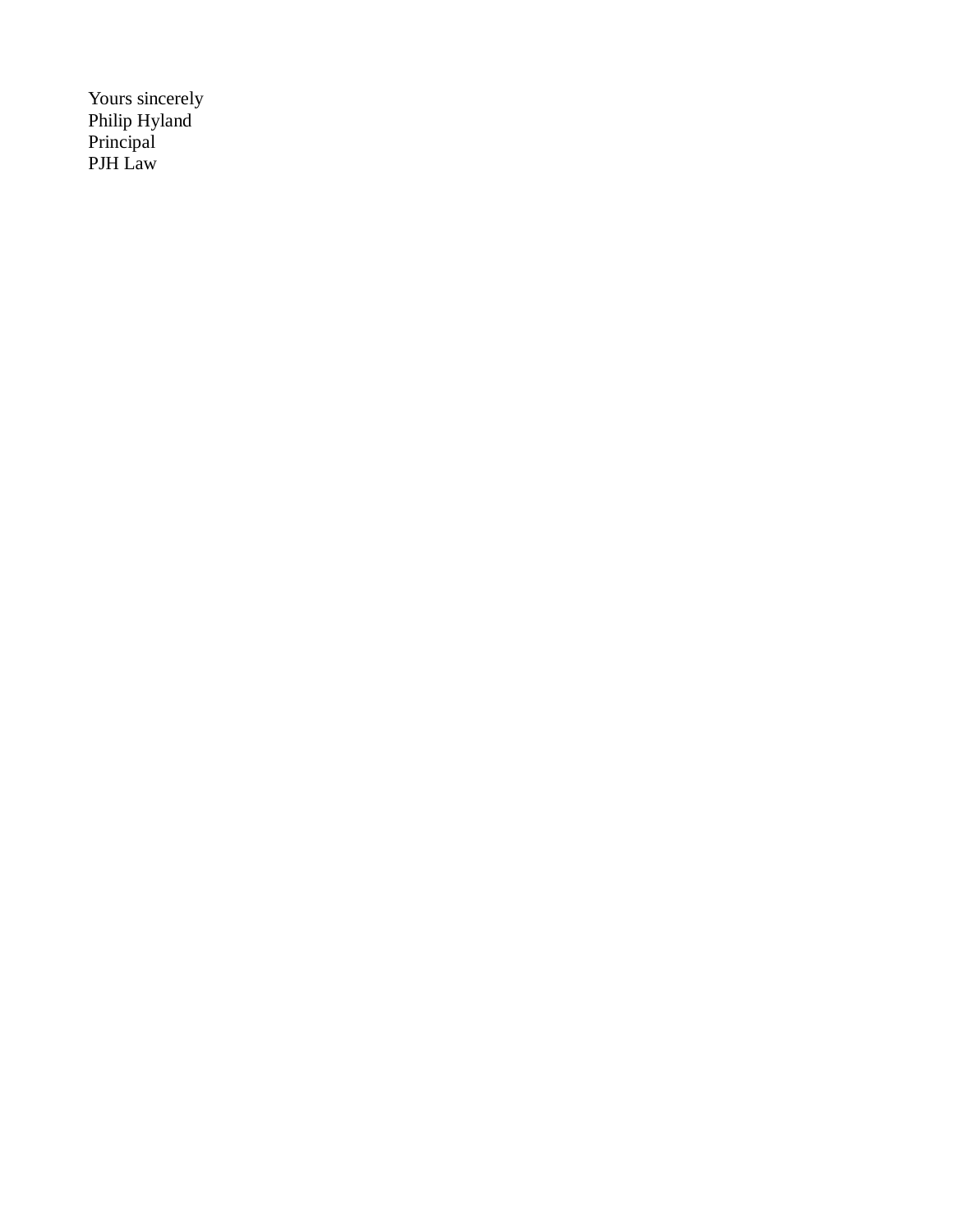Yours sincerely
Philip Hyland
Principal
PJH Law